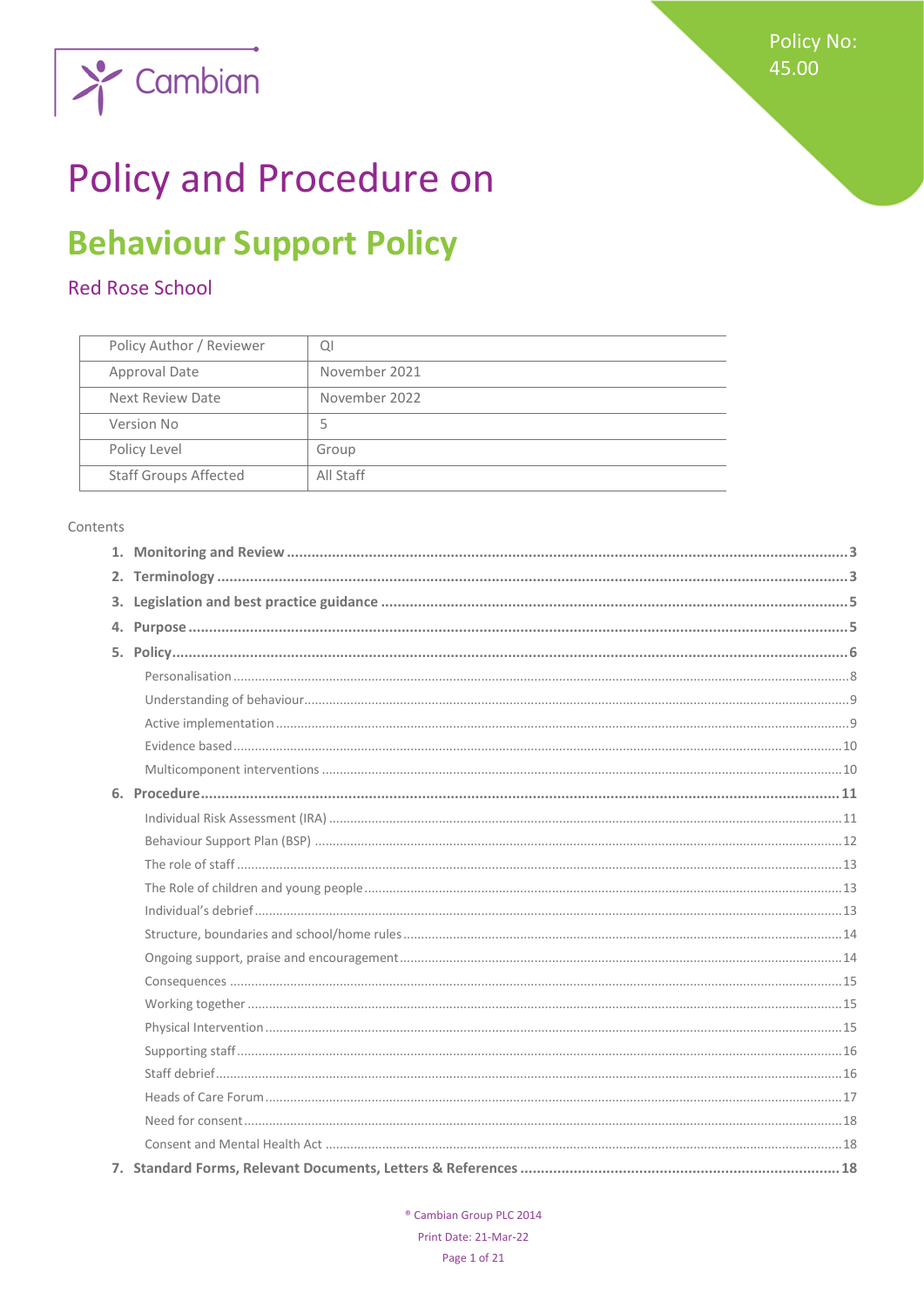Policy No: 45.00

# Policy and Procedure on

## Behaviour Support Policy

### Red Rose School

| Policy Author / Reviewer | QI |
|---|---|
| Approval Date | November 2021 |
| Next Review Date | November 2022 |
| Version No | 5 |
| Policy Level | Group |
| Staff Groups Affected | All Staff |

Contents

1. **Monitoring and Review** ..... 3
2. **Terminology** ..... 3
3. **Legislation and best practice guidance** ..... 5
4. **Purpose** ..... 5
5. **Policy** ..... 6
   - Personalisation ..... 8
   - Understanding of behaviour ..... 9
   - Active implementation ..... 9
   - Evidence based ..... 10
   - Multicomponent interventions ..... 10
6. **Procedure** ..... 11
   - Individual Risk Assessment (IRA) ..... 11
   - Behaviour Support Plan (BSP) ..... 12
   - The role of staff ..... 13
   - The Role of children and young people ..... 13
   - Individual's debrief ..... 13
   - Structure, boundaries and school/home rules ..... 14
   - Ongoing support, praise and encouragement ..... 14
   - Consequences ..... 15
   - Working together ..... 15
   - Physical Intervention ..... 15
   - Supporting staff ..... 16
   - Staff debrief ..... 16
   - Heads of Care Forum ..... 17
   - Need for consent ..... 18
   - Consent and Mental Health Act ..... 18
7. **Standard Forms, Relevant Documents, Letters & References** ..... 18

® Cambian Group PLC 2014

Print Date: 21-Mar-22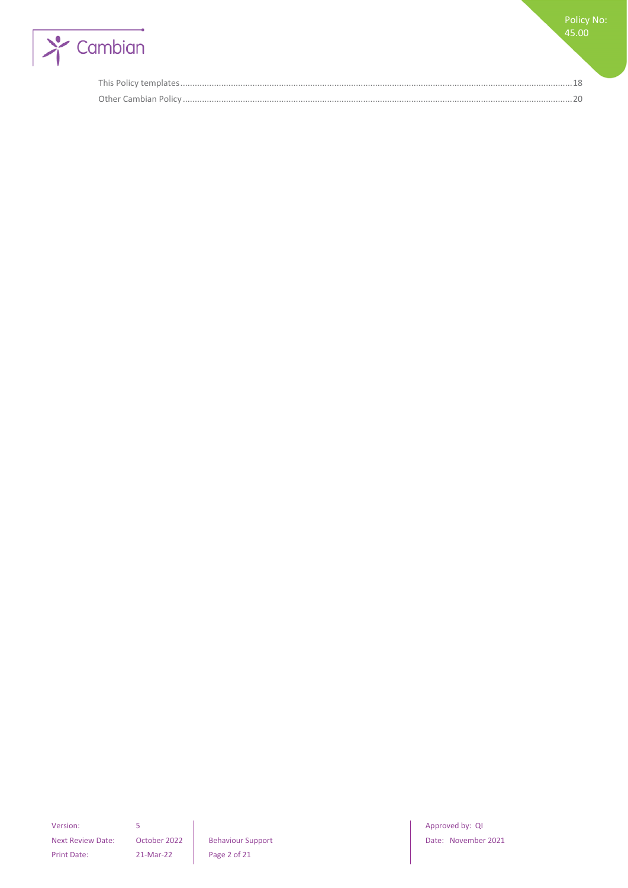This Policy templates ........................................................................................................ 18
Other Cambian Policy ........................................................................................................ 20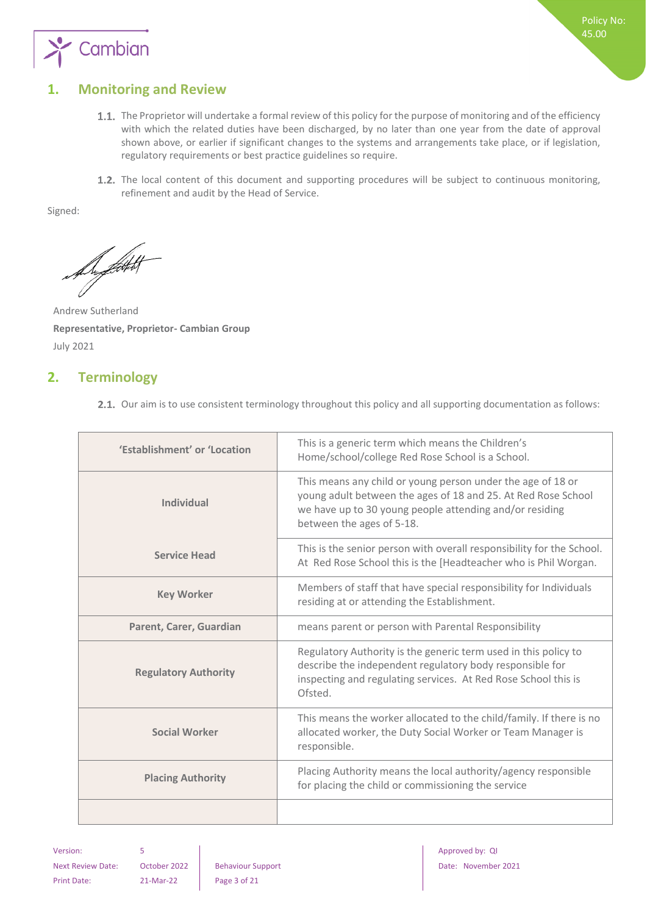## 1. Monitoring and Review

1.1. The Proprietor will undertake a formal review of this policy for the purpose of monitoring and of the efficiency with which the related duties have been discharged, by no later than one year from the date of approval shown above, or earlier if significant changes to the systems and arrangements take place, or if legislation, regulatory requirements or best practice guidelines so require.

1.2. The local content of this document and supporting procedures will be subject to continuous monitoring, refinement and audit by the Head of Service.

Signed:

Andrew Sutherland
**Representative, Proprietor- Cambian Group**
July 2021

## 2. Terminology

2.1. Our aim is to use consistent terminology throughout this policy and all supporting documentation as follows:

| | |
|---|---|
| **'Establishment' or 'Location** | This is a generic term which means the Children's Home/school/college Red Rose School is a School. |
| **Individual** | This means any child or young person under the age of 18 or young adult between the ages of 18 and 25. At Red Rose School we have up to 30 young people attending and/or residing between the ages of 5-18. |
| **Service Head** | This is the senior person with overall responsibility for the School. At Red Rose School this is the [Headteacher who is Phil Worgan. |
| **Key Worker** | Members of staff that have special responsibility for Individuals residing at or attending the Establishment. |
| **Parent, Carer, Guardian** | means parent or person with Parental Responsibility |
| **Regulatory Authority** | Regulatory Authority is the generic term used in this policy to describe the independent regulatory body responsible for inspecting and regulating services. At Red Rose School this is Ofsted. |
| **Social Worker** | This means the worker allocated to the child/family. If there is no allocated worker, the Duty Social Worker or Team Manager is responsible. |
| **Placing Authority** | Placing Authority means the local authority/agency responsible for placing the child or commissioning the service |
| | |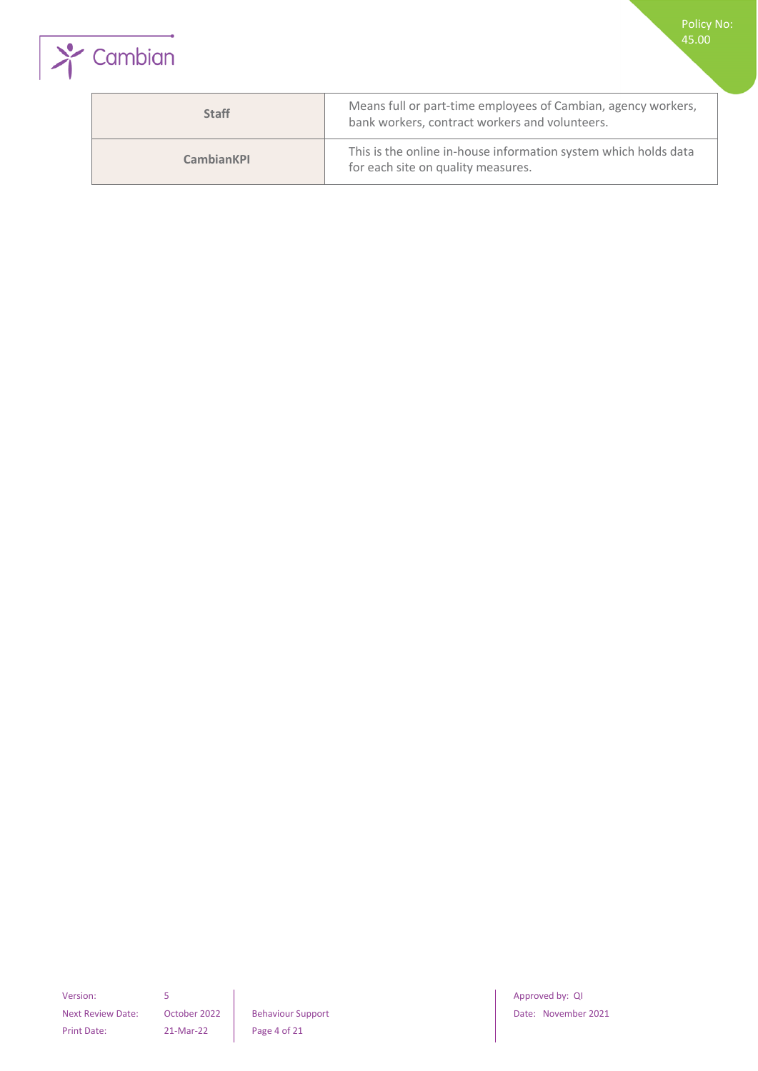| Staff | Means full or part-time employees of Cambian, agency workers, bank workers, contract workers and volunteers. |
|---|---|
| CambianKPI | This is the online in-house information system which holds data for each site on quality measures. |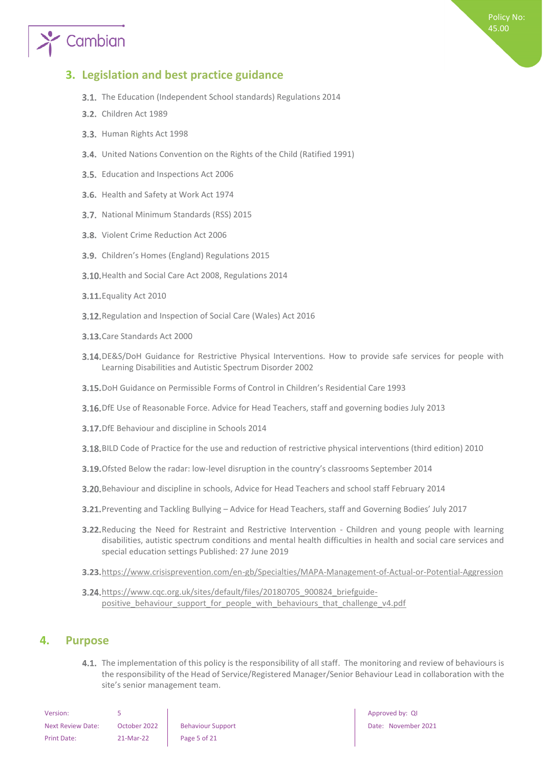## 3. Legislation and best practice guidance

3.1. The Education (Independent School standards) Regulations 2014

3.2. Children Act 1989

3.3. Human Rights Act 1998

3.4. United Nations Convention on the Rights of the Child (Ratified 1991)

3.5. Education and Inspections Act 2006

3.6. Health and Safety at Work Act 1974

3.7. National Minimum Standards (RSS) 2015

3.8. Violent Crime Reduction Act 2006

3.9. Children's Homes (England) Regulations 2015

3.10. Health and Social Care Act 2008, Regulations 2014

3.11. Equality Act 2010

3.12. Regulation and Inspection of Social Care (Wales) Act 2016

3.13. Care Standards Act 2000

3.14. DE&S/DoH Guidance for Restrictive Physical Interventions. How to provide safe services for people with Learning Disabilities and Autistic Spectrum Disorder 2002

3.15. DoH Guidance on Permissible Forms of Control in Children's Residential Care 1993

3.16. DfE Use of Reasonable Force. Advice for Head Teachers, staff and governing bodies July 2013

3.17. DfE Behaviour and discipline in Schools 2014

3.18. BILD Code of Practice for the use and reduction of restrictive physical interventions (third edition) 2010

3.19. Ofsted Below the radar: low-level disruption in the country's classrooms September 2014

3.20. Behaviour and discipline in schools, Advice for Head Teachers and school staff February 2014

3.21. Preventing and Tackling Bullying – Advice for Head Teachers, staff and Governing Bodies' July 2017

3.22. Reducing the Need for Restraint and Restrictive Intervention - Children and young people with learning disabilities, autistic spectrum conditions and mental health difficulties in health and social care services and special education settings Published: 27 June 2019

3.23. https://www.crisisprevention.com/en-gb/Specialties/MAPA-Management-of-Actual-or-Potential-Aggression

3.24. https://www.cqc.org.uk/sites/default/files/20180705_900824_briefguide-positive_behaviour_support_for_people_with_behaviours_that_challenge_v4.pdf

## 4. Purpose

4.1. The implementation of this policy is the responsibility of all staff. The monitoring and review of behaviours is the responsibility of the Head of Service/Registered Manager/Senior Behaviour Lead in collaboration with the site's senior management team.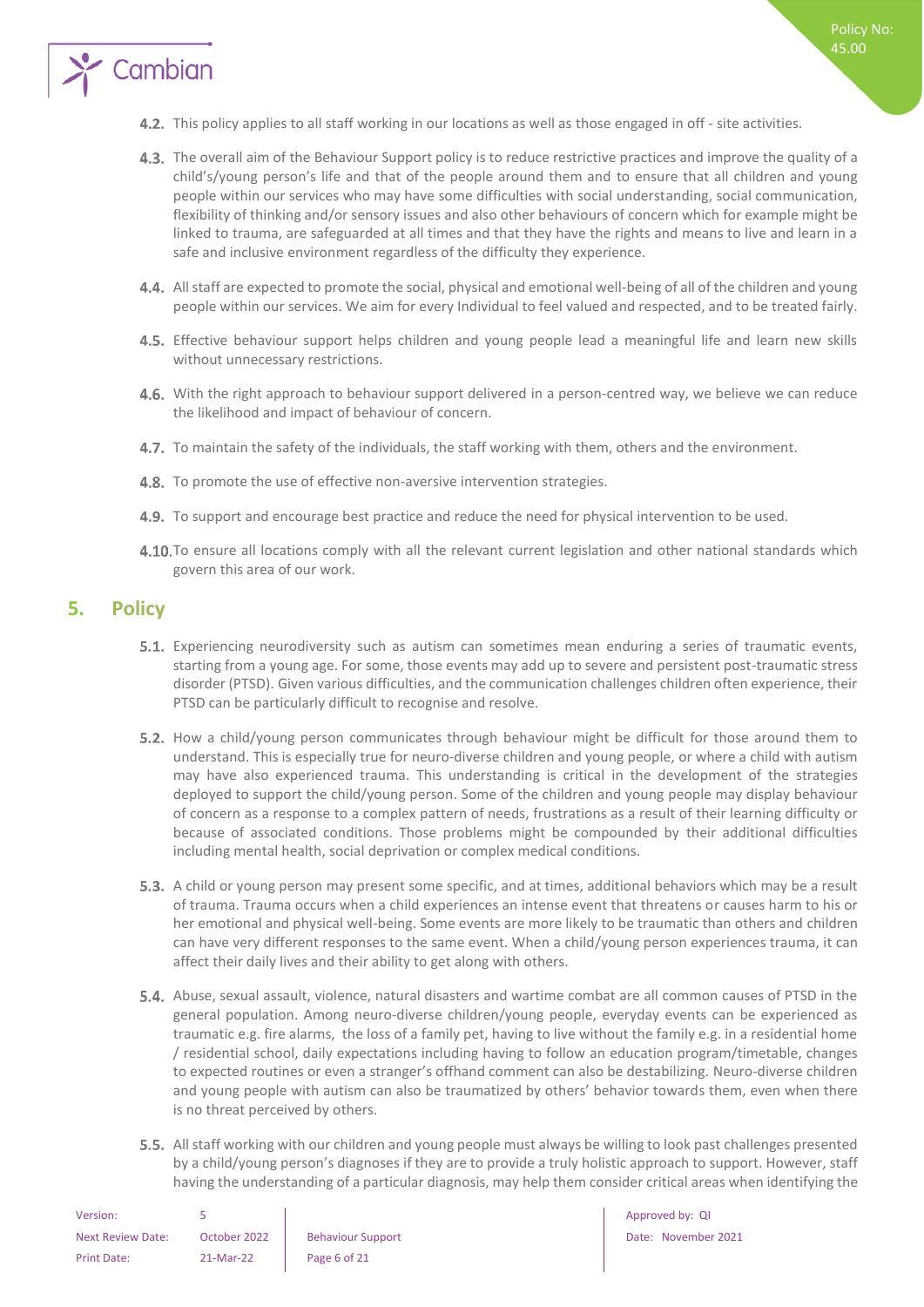4.2. This policy applies to all staff working in our locations as well as those engaged in off - site activities.

4.3. The overall aim of the Behaviour Support policy is to reduce restrictive practices and improve the quality of a child's/young person's life and that of the people around them and to ensure that all children and young people within our services who may have some difficulties with social understanding, social communication, flexibility of thinking and/or sensory issues and also other behaviours of concern which for example might be linked to trauma, are safeguarded at all times and that they have the rights and means to live and learn in a safe and inclusive environment regardless of the difficulty they experience.

4.4. All staff are expected to promote the social, physical and emotional well-being of all of the children and young people within our services. We aim for every Individual to feel valued and respected, and to be treated fairly.

4.5. Effective behaviour support helps children and young people lead a meaningful life and learn new skills without unnecessary restrictions.

4.6. With the right approach to behaviour support delivered in a person-centred way, we believe we can reduce the likelihood and impact of behaviour of concern.

4.7. To maintain the safety of the individuals, the staff working with them, others and the environment.

4.8. To promote the use of effective non-aversive intervention strategies.

4.9. To support and encourage best practice and reduce the need for physical intervention to be used.

4.10. To ensure all locations comply with all the relevant current legislation and other national standards which govern this area of our work.

## 5. Policy

5.1. Experiencing neurodiversity such as autism can sometimes mean enduring a series of traumatic events, starting from a young age. For some, those events may add up to severe and persistent post-traumatic stress disorder (PTSD). Given various difficulties, and the communication challenges children often experience, their PTSD can be particularly difficult to recognise and resolve.

5.2. How a child/young person communicates through behaviour might be difficult for those around them to understand. This is especially true for neuro-diverse children and young people, or where a child with autism may have also experienced trauma. This understanding is critical in the development of the strategies deployed to support the child/young person. Some of the children and young people may display behaviour of concern as a response to a complex pattern of needs, frustrations as a result of their learning difficulty or because of associated conditions. Those problems might be compounded by their additional difficulties including mental health, social deprivation or complex medical conditions.

5.3. A child or young person may present some specific, and at times, additional behaviors which may be a result of trauma. Trauma occurs when a child experiences an intense event that threatens or causes harm to his or her emotional and physical well-being. Some events are more likely to be traumatic than others and children can have very different responses to the same event. When a child/young person experiences trauma, it can affect their daily lives and their ability to get along with others.

5.4. Abuse, sexual assault, violence, natural disasters and wartime combat are all common causes of PTSD in the general population. Among neuro-diverse children/young people, everyday events can be experienced as traumatic e.g. fire alarms, the loss of a family pet, having to live without the family e.g. in a residential home / residential school, daily expectations including having to follow an education program/timetable, changes to expected routines or even a stranger's offhand comment can also be destabilizing. Neuro-diverse children and young people with autism can also be traumatized by others' behavior towards them, even when there is no threat perceived by others.

5.5. All staff working with our children and young people must always be willing to look past challenges presented by a child/young person's diagnoses if they are to provide a truly holistic approach to support. However, staff having the understanding of a particular diagnosis, may help them consider critical areas when identifying the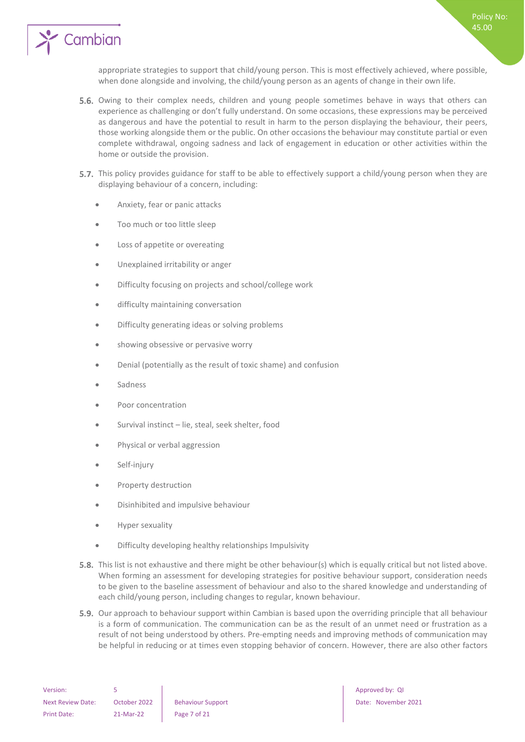appropriate strategies to support that child/young person. This is most effectively achieved, where possible, when done alongside and involving, the child/young person as an agents of change in their own life.

5.6. Owing to their complex needs, children and young people sometimes behave in ways that others can experience as challenging or don't fully understand. On some occasions, these expressions may be perceived as dangerous and have the potential to result in harm to the person displaying the behaviour, their peers, those working alongside them or the public. On other occasions the behaviour may constitute partial or even complete withdrawal, ongoing sadness and lack of engagement in education or other activities within the home or outside the provision.

5.7. This policy provides guidance for staff to be able to effectively support a child/young person when they are displaying behaviour of a concern, including:

- Anxiety, fear or panic attacks
- Too much or too little sleep
- Loss of appetite or overeating
- Unexplained irritability or anger
- Difficulty focusing on projects and school/college work
- difficulty maintaining conversation
- Difficulty generating ideas or solving problems
- showing obsessive or pervasive worry
- Denial (potentially as the result of toxic shame) and confusion
- Sadness
- Poor concentration
- Survival instinct – lie, steal, seek shelter, food
- Physical or verbal aggression
- Self-injury
- Property destruction
- Disinhibited and impulsive behaviour
- Hyper sexuality
- Difficulty developing healthy relationships Impulsivity

5.8. This list is not exhaustive and there might be other behaviour(s) which is equally critical but not listed above. When forming an assessment for developing strategies for positive behaviour support, consideration needs to be given to the baseline assessment of behaviour and also to the shared knowledge and understanding of each child/young person, including changes to regular, known behaviour.

5.9. Our approach to behaviour support within Cambian is based upon the overriding principle that all behaviour is a form of communication. The communication can be as the result of an unmet need or frustration as a result of not being understood by others. Pre-empting needs and improving methods of communication may be helpful in reducing or at times even stopping behavior of concern. However, there are also other factors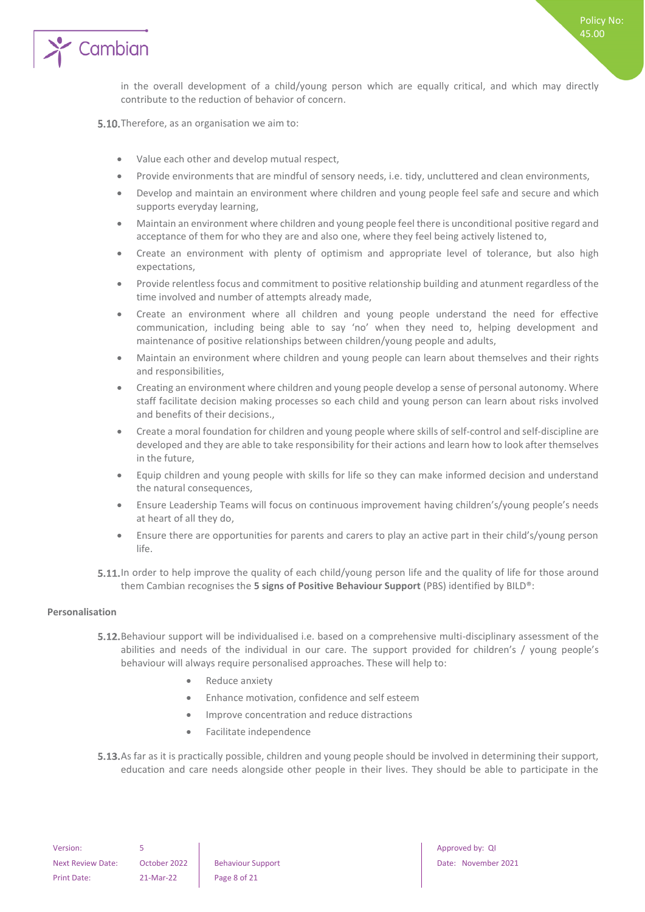in the overall development of a child/young person which are equally critical, and which may directly contribute to the reduction of behavior of concern.

**5.10.** Therefore, as an organisation we aim to:

- Value each other and develop mutual respect,
- Provide environments that are mindful of sensory needs, i.e. tidy, uncluttered and clean environments,
- Develop and maintain an environment where children and young people feel safe and secure and which supports everyday learning,
- Maintain an environment where children and young people feel there is unconditional positive regard and acceptance of them for who they are and also one, where they feel being actively listened to,
- Create an environment with plenty of optimism and appropriate level of tolerance, but also high expectations,
- Provide relentless focus and commitment to positive relationship building and atunment regardless of the time involved and number of attempts already made,
- Create an environment where all children and young people understand the need for effective communication, including being able to say 'no' when they need to, helping development and maintenance of positive relationships between children/young people and adults,
- Maintain an environment where children and young people can learn about themselves and their rights and responsibilities,
- Creating an environment where children and young people develop a sense of personal autonomy. Where staff facilitate decision making processes so each child and young person can learn about risks involved and benefits of their decisions.,
- Create a moral foundation for children and young people where skills of self-control and self-discipline are developed and they are able to take responsibility for their actions and learn how to look after themselves in the future,
- Equip children and young people with skills for life so they can make informed decision and understand the natural consequences,
- Ensure Leadership Teams will focus on continuous improvement having children's/young people's needs at heart of all they do,
- Ensure there are opportunities for parents and carers to play an active part in their child's/young person life.

**5.11.** In order to help improve the quality of each child/young person life and the quality of life for those around them Cambian recognises the **5 signs of Positive Behaviour Support** (PBS) identified by BILD®:

**Personalisation**

**5.12.** Behaviour support will be individualised i.e. based on a comprehensive multi-disciplinary assessment of the abilities and needs of the individual in our care. The support provided for children's / young people's behaviour will always require personalised approaches. These will help to:

- Reduce anxiety
- Enhance motivation, confidence and self esteem
- Improve concentration and reduce distractions
- Facilitate independence

**5.13.** As far as it is practically possible, children and young people should be involved in determining their support, education and care needs alongside other people in their lives. They should be able to participate in the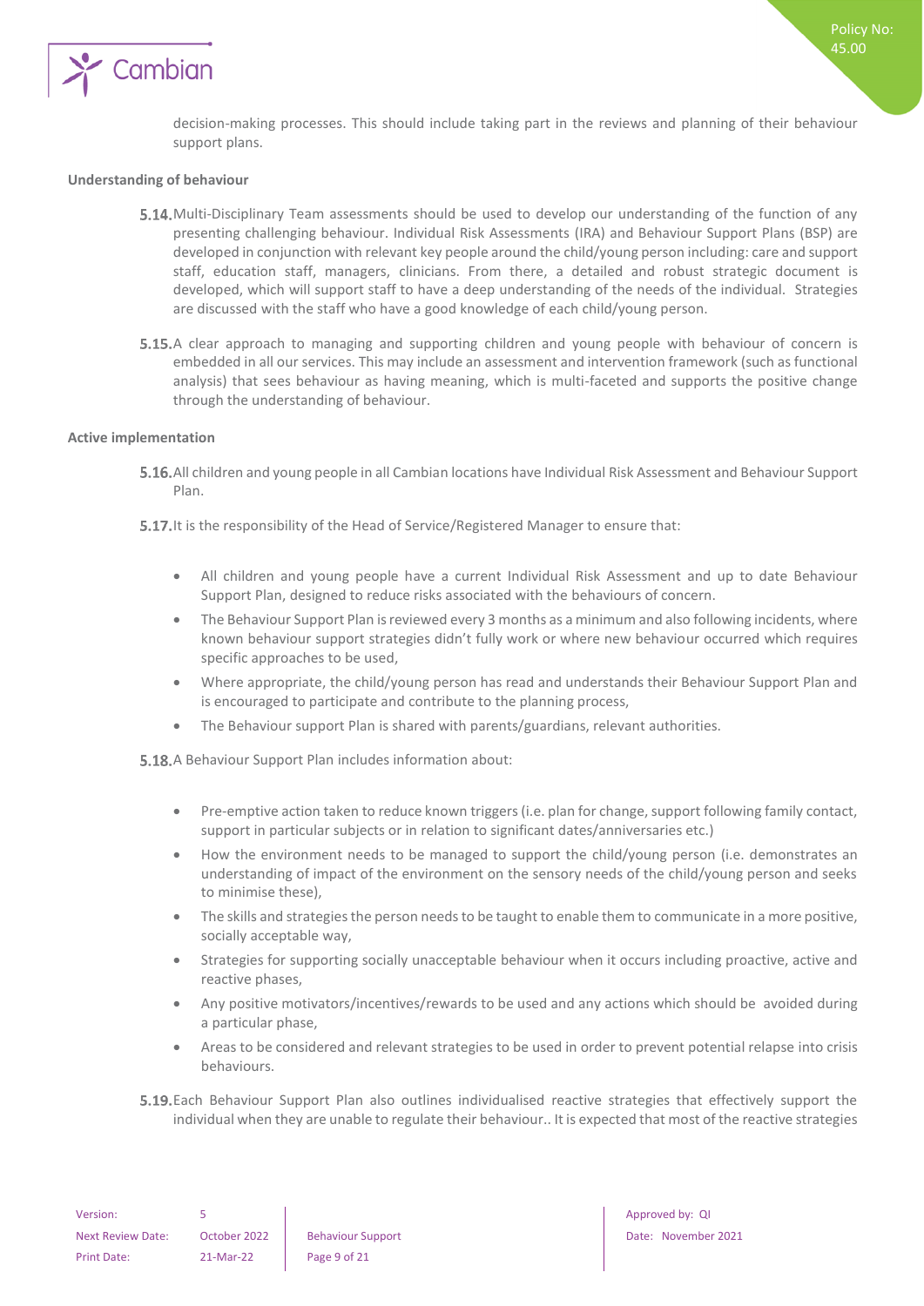decision-making processes. This should include taking part in the reviews and planning of their behaviour support plans.

**Understanding of behaviour**

5.14. Multi-Disciplinary Team assessments should be used to develop our understanding of the function of any presenting challenging behaviour. Individual Risk Assessments (IRA) and Behaviour Support Plans (BSP) are developed in conjunction with relevant key people around the child/young person including: care and support staff, education staff, managers, clinicians. From there, a detailed and robust strategic document is developed, which will support staff to have a deep understanding of the needs of the individual. Strategies are discussed with the staff who have a good knowledge of each child/young person.

5.15. A clear approach to managing and supporting children and young people with behaviour of concern is embedded in all our services. This may include an assessment and intervention framework (such as functional analysis) that sees behaviour as having meaning, which is multi-faceted and supports the positive change through the understanding of behaviour.

**Active implementation**

5.16. All children and young people in all Cambian locations have Individual Risk Assessment and Behaviour Support Plan.

5.17. It is the responsibility of the Head of Service/Registered Manager to ensure that:

- All children and young people have a current Individual Risk Assessment and up to date Behaviour Support Plan, designed to reduce risks associated with the behaviours of concern.
- The Behaviour Support Plan is reviewed every 3 months as a minimum and also following incidents, where known behaviour support strategies didn't fully work or where new behaviour occurred which requires specific approaches to be used,
- Where appropriate, the child/young person has read and understands their Behaviour Support Plan and is encouraged to participate and contribute to the planning process,
- The Behaviour support Plan is shared with parents/guardians, relevant authorities.

5.18. A Behaviour Support Plan includes information about:

- Pre-emptive action taken to reduce known triggers (i.e. plan for change, support following family contact, support in particular subjects or in relation to significant dates/anniversaries etc.)
- How the environment needs to be managed to support the child/young person (i.e. demonstrates an understanding of impact of the environment on the sensory needs of the child/young person and seeks to minimise these),
- The skills and strategies the person needs to be taught to enable them to communicate in a more positive, socially acceptable way,
- Strategies for supporting socially unacceptable behaviour when it occurs including proactive, active and reactive phases,
- Any positive motivators/incentives/rewards to be used and any actions which should be avoided during a particular phase,
- Areas to be considered and relevant strategies to be used in order to prevent potential relapse into crisis behaviours.

5.19. Each Behaviour Support Plan also outlines individualised reactive strategies that effectively support the individual when they are unable to regulate their behaviour.. It is expected that most of the reactive strategies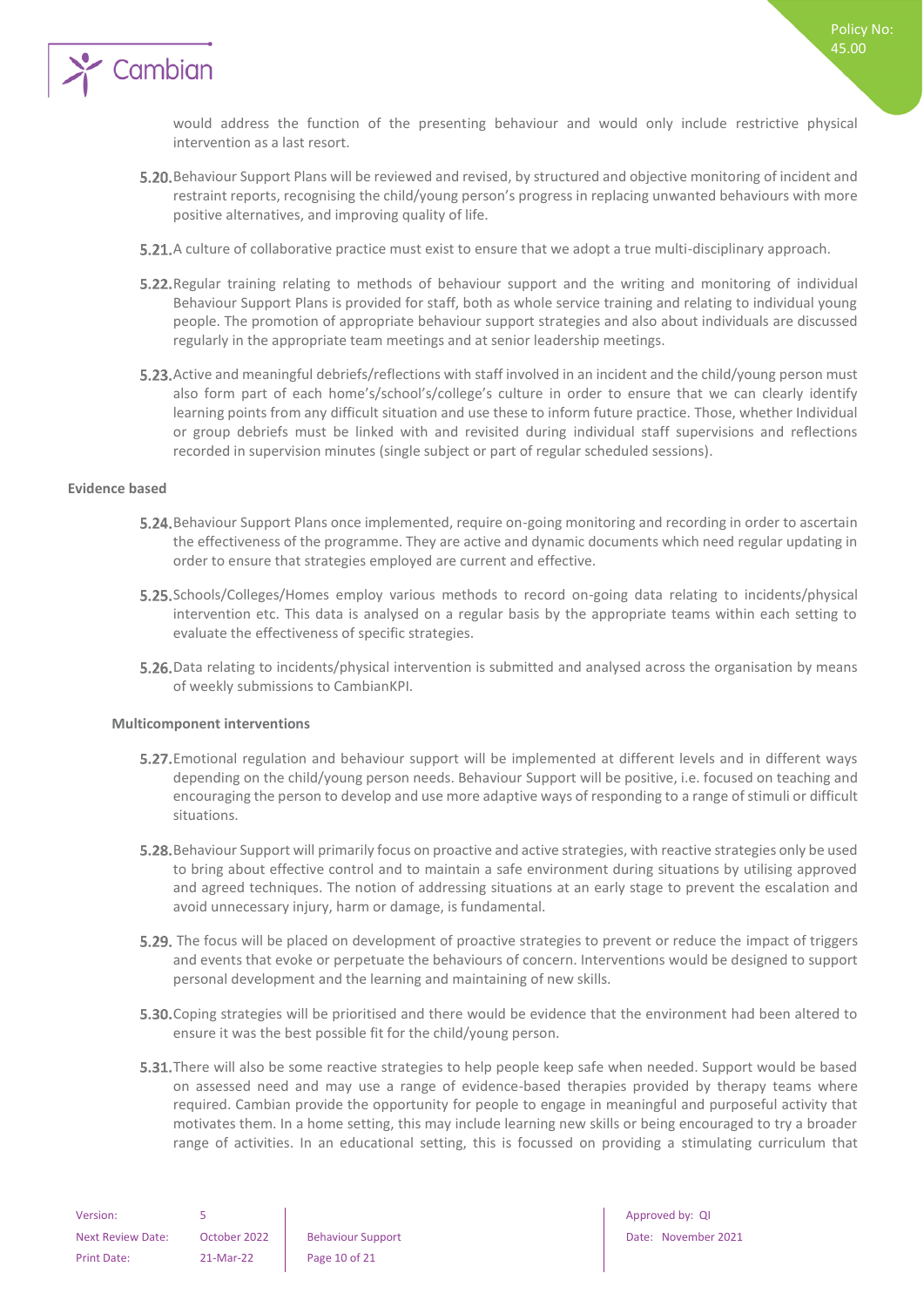would address the function of the presenting behaviour and would only include restrictive physical intervention as a last resort.

**5.20.** Behaviour Support Plans will be reviewed and revised, by structured and objective monitoring of incident and restraint reports, recognising the child/young person's progress in replacing unwanted behaviours with more positive alternatives, and improving quality of life.

**5.21.** A culture of collaborative practice must exist to ensure that we adopt a true multi-disciplinary approach.

**5.22.** Regular training relating to methods of behaviour support and the writing and monitoring of individual Behaviour Support Plans is provided for staff, both as whole service training and relating to individual young people. The promotion of appropriate behaviour support strategies and also about individuals are discussed regularly in the appropriate team meetings and at senior leadership meetings.

**5.23.** Active and meaningful debriefs/reflections with staff involved in an incident and the child/young person must also form part of each home's/school's/college's culture in order to ensure that we can clearly identify learning points from any difficult situation and use these to inform future practice. Those, whether Individual or group debriefs must be linked with and revisited during individual staff supervisions and reflections recorded in supervision minutes (single subject or part of regular scheduled sessions).

**Evidence based**

**5.24.** Behaviour Support Plans once implemented, require on-going monitoring and recording in order to ascertain the effectiveness of the programme. They are active and dynamic documents which need regular updating in order to ensure that strategies employed are current and effective.

**5.25.** Schools/Colleges/Homes employ various methods to record on-going data relating to incidents/physical intervention etc. This data is analysed on a regular basis by the appropriate teams within each setting to evaluate the effectiveness of specific strategies.

**5.26.** Data relating to incidents/physical intervention is submitted and analysed across the organisation by means of weekly submissions to CambianKPI.

**Multicomponent interventions**

**5.27.** Emotional regulation and behaviour support will be implemented at different levels and in different ways depending on the child/young person needs. Behaviour Support will be positive, i.e. focused on teaching and encouraging the person to develop and use more adaptive ways of responding to a range of stimuli or difficult situations.

**5.28.** Behaviour Support will primarily focus on proactive and active strategies, with reactive strategies only be used to bring about effective control and to maintain a safe environment during situations by utilising approved and agreed techniques. The notion of addressing situations at an early stage to prevent the escalation and avoid unnecessary injury, harm or damage, is fundamental.

**5.29.** The focus will be placed on development of proactive strategies to prevent or reduce the impact of triggers and events that evoke or perpetuate the behaviours of concern. Interventions would be designed to support personal development and the learning and maintaining of new skills.

**5.30.** Coping strategies will be prioritised and there would be evidence that the environment had been altered to ensure it was the best possible fit for the child/young person.

**5.31.** There will also be some reactive strategies to help people keep safe when needed. Support would be based on assessed need and may use a range of evidence-based therapies provided by therapy teams where required. Cambian provide the opportunity for people to engage in meaningful and purposeful activity that motivates them. In a home setting, this may include learning new skills or being encouraged to try a broader range of activities. In an educational setting, this is focussed on providing a stimulating curriculum that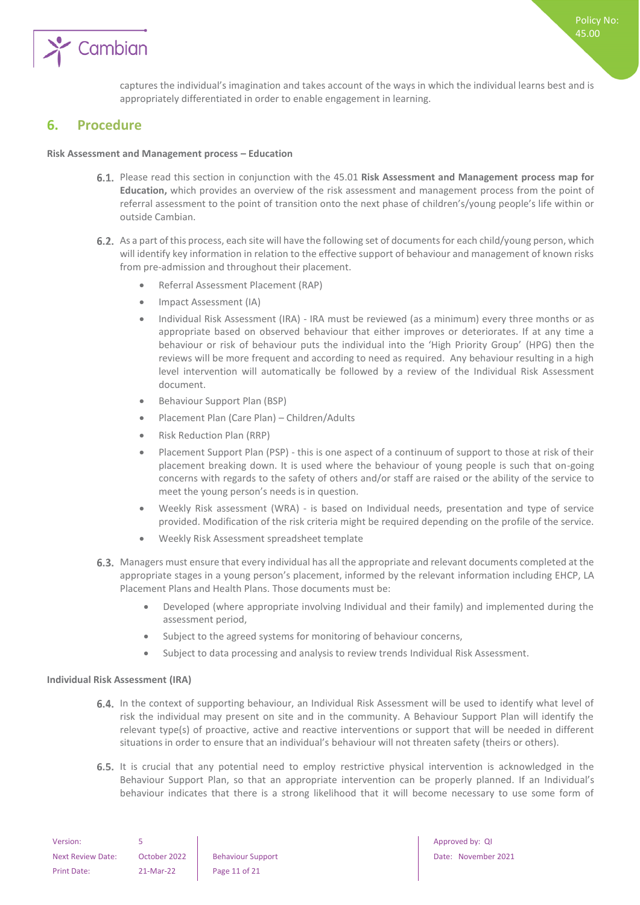captures the individual's imagination and takes account of the ways in which the individual learns best and is appropriately differentiated in order to enable engagement in learning.

## 6. Procedure

**Risk Assessment and Management process – Education**

6.1. Please read this section in conjunction with the 45.01 **Risk Assessment and Management process map for Education,** which provides an overview of the risk assessment and management process from the point of referral assessment to the point of transition onto the next phase of children's/young people's life within or outside Cambian.

6.2. As a part of this process, each site will have the following set of documents for each child/young person, which will identify key information in relation to the effective support of behaviour and management of known risks from pre-admission and throughout their placement.

- Referral Assessment Placement (RAP)
- Impact Assessment (IA)
- Individual Risk Assessment (IRA) - IRA must be reviewed (as a minimum) every three months or as appropriate based on observed behaviour that either improves or deteriorates. If at any time a behaviour or risk of behaviour puts the individual into the 'High Priority Group' (HPG) then the reviews will be more frequent and according to need as required. Any behaviour resulting in a high level intervention will automatically be followed by a review of the Individual Risk Assessment document.
- Behaviour Support Plan (BSP)
- Placement Plan (Care Plan) – Children/Adults
- Risk Reduction Plan (RRP)
- Placement Support Plan (PSP) - this is one aspect of a continuum of support to those at risk of their placement breaking down. It is used where the behaviour of young people is such that on-going concerns with regards to the safety of others and/or staff are raised or the ability of the service to meet the young person's needs is in question.
- Weekly Risk assessment (WRA) - is based on Individual needs, presentation and type of service provided. Modification of the risk criteria might be required depending on the profile of the service.
- Weekly Risk Assessment spreadsheet template

6.3. Managers must ensure that every individual has all the appropriate and relevant documents completed at the appropriate stages in a young person's placement, informed by the relevant information including EHCP, LA Placement Plans and Health Plans. Those documents must be:

- Developed (where appropriate involving Individual and their family) and implemented during the assessment period,
- Subject to the agreed systems for monitoring of behaviour concerns,
- Subject to data processing and analysis to review trends Individual Risk Assessment.

**Individual Risk Assessment (IRA)**

6.4. In the context of supporting behaviour, an Individual Risk Assessment will be used to identify what level of risk the individual may present on site and in the community. A Behaviour Support Plan will identify the relevant type(s) of proactive, active and reactive interventions or support that will be needed in different situations in order to ensure that an individual's behaviour will not threaten safety (theirs or others).

6.5. It is crucial that any potential need to employ restrictive physical intervention is acknowledged in the Behaviour Support Plan, so that an appropriate intervention can be properly planned. If an Individual's behaviour indicates that there is a strong likelihood that it will become necessary to use some form of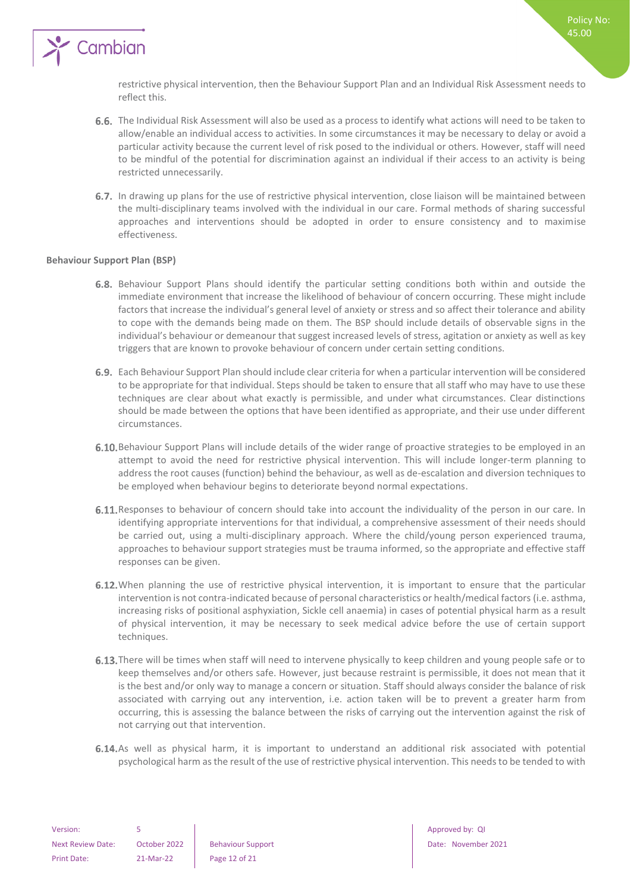restrictive physical intervention, then the Behaviour Support Plan and an Individual Risk Assessment needs to reflect this.

6.6. The Individual Risk Assessment will also be used as a process to identify what actions will need to be taken to allow/enable an individual access to activities. In some circumstances it may be necessary to delay or avoid a particular activity because the current level of risk posed to the individual or others. However, staff will need to be mindful of the potential for discrimination against an individual if their access to an activity is being restricted unnecessarily.

6.7. In drawing up plans for the use of restrictive physical intervention, close liaison will be maintained between the multi-disciplinary teams involved with the individual in our care. Formal methods of sharing successful approaches and interventions should be adopted in order to ensure consistency and to maximise effectiveness.

**Behaviour Support Plan (BSP)**

6.8. Behaviour Support Plans should identify the particular setting conditions both within and outside the immediate environment that increase the likelihood of behaviour of concern occurring. These might include factors that increase the individual's general level of anxiety or stress and so affect their tolerance and ability to cope with the demands being made on them. The BSP should include details of observable signs in the individual's behaviour or demeanour that suggest increased levels of stress, agitation or anxiety as well as key triggers that are known to provoke behaviour of concern under certain setting conditions.

6.9. Each Behaviour Support Plan should include clear criteria for when a particular intervention will be considered to be appropriate for that individual. Steps should be taken to ensure that all staff who may have to use these techniques are clear about what exactly is permissible, and under what circumstances. Clear distinctions should be made between the options that have been identified as appropriate, and their use under different circumstances.

6.10. Behaviour Support Plans will include details of the wider range of proactive strategies to be employed in an attempt to avoid the need for restrictive physical intervention. This will include longer-term planning to address the root causes (function) behind the behaviour, as well as de-escalation and diversion techniques to be employed when behaviour begins to deteriorate beyond normal expectations.

6.11. Responses to behaviour of concern should take into account the individuality of the person in our care. In identifying appropriate interventions for that individual, a comprehensive assessment of their needs should be carried out, using a multi-disciplinary approach. Where the child/young person experienced trauma, approaches to behaviour support strategies must be trauma informed, so the appropriate and effective staff responses can be given.

6.12. When planning the use of restrictive physical intervention, it is important to ensure that the particular intervention is not contra-indicated because of personal characteristics or health/medical factors (i.e. asthma, increasing risks of positional asphyxiation, Sickle cell anaemia) in cases of potential physical harm as a result of physical intervention, it may be necessary to seek medical advice before the use of certain support techniques.

6.13. There will be times when staff will need to intervene physically to keep children and young people safe or to keep themselves and/or others safe. However, just because restraint is permissible, it does not mean that it is the best and/or only way to manage a concern or situation. Staff should always consider the balance of risk associated with carrying out any intervention, i.e. action taken will be to prevent a greater harm from occurring, this is assessing the balance between the risks of carrying out the intervention against the risk of not carrying out that intervention.

6.14. As well as physical harm, it is important to understand an additional risk associated with potential psychological harm as the result of the use of restrictive physical intervention. This needs to be tended to with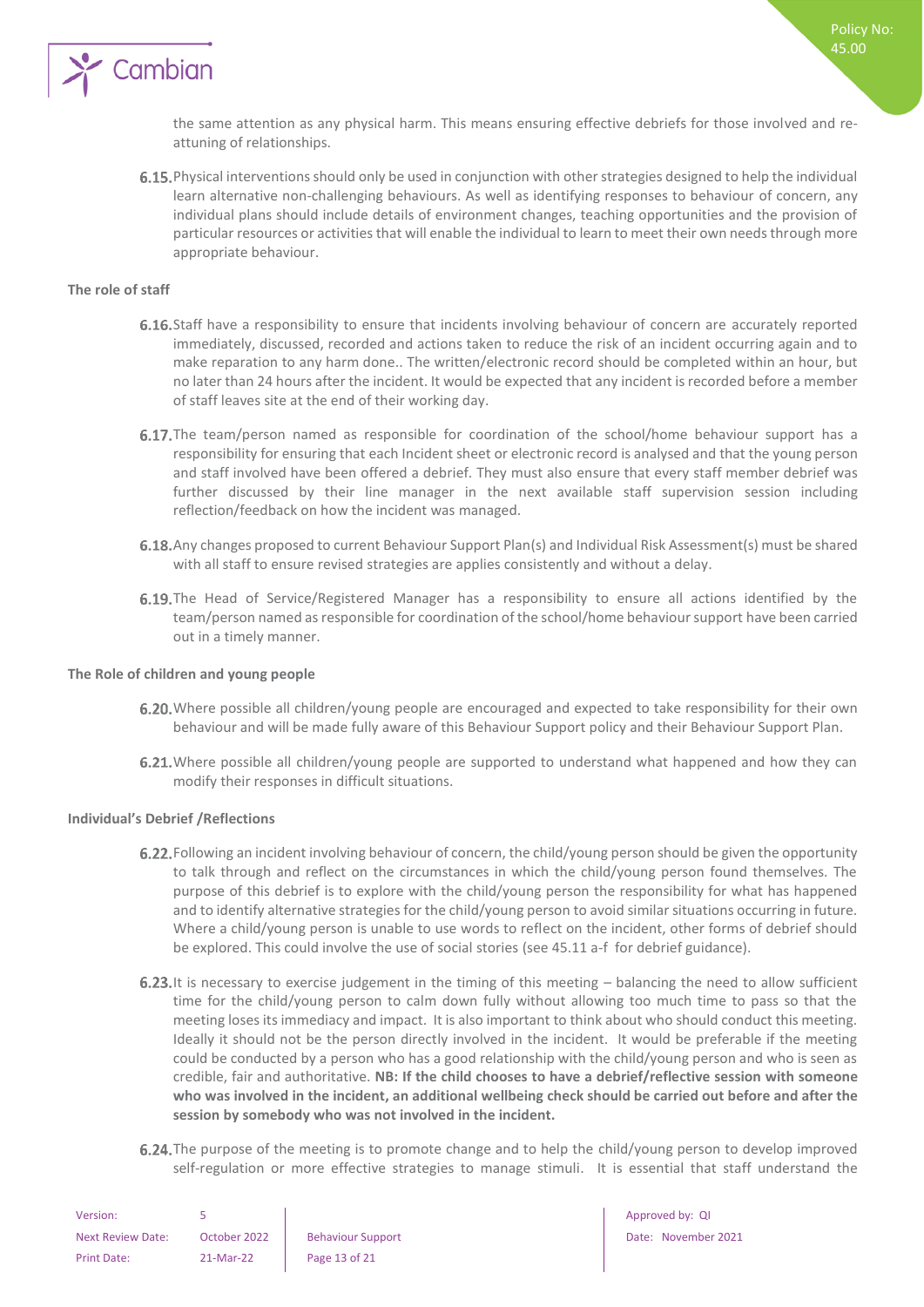the same attention as any physical harm. This means ensuring effective debriefs for those involved and re-attuning of relationships.

6.15. Physical interventions should only be used in conjunction with other strategies designed to help the individual learn alternative non-challenging behaviours. As well as identifying responses to behaviour of concern, any individual plans should include details of environment changes, teaching opportunities and the provision of particular resources or activities that will enable the individual to learn to meet their own needs through more appropriate behaviour.

**The role of staff**

6.16. Staff have a responsibility to ensure that incidents involving behaviour of concern are accurately reported immediately, discussed, recorded and actions taken to reduce the risk of an incident occurring again and to make reparation to any harm done.. The written/electronic record should be completed within an hour, but no later than 24 hours after the incident. It would be expected that any incident is recorded before a member of staff leaves site at the end of their working day.

6.17. The team/person named as responsible for coordination of the school/home behaviour support has a responsibility for ensuring that each Incident sheet or electronic record is analysed and that the young person and staff involved have been offered a debrief. They must also ensure that every staff member debrief was further discussed by their line manager in the next available staff supervision session including reflection/feedback on how the incident was managed.

6.18. Any changes proposed to current Behaviour Support Plan(s) and Individual Risk Assessment(s) must be shared with all staff to ensure revised strategies are applies consistently and without a delay.

6.19. The Head of Service/Registered Manager has a responsibility to ensure all actions identified by the team/person named as responsible for coordination of the school/home behaviour support have been carried out in a timely manner.

**The Role of children and young people**

6.20. Where possible all children/young people are encouraged and expected to take responsibility for their own behaviour and will be made fully aware of this Behaviour Support policy and their Behaviour Support Plan.

6.21. Where possible all children/young people are supported to understand what happened and how they can modify their responses in difficult situations.

**Individual's Debrief /Reflections**

6.22. Following an incident involving behaviour of concern, the child/young person should be given the opportunity to talk through and reflect on the circumstances in which the child/young person found themselves. The purpose of this debrief is to explore with the child/young person the responsibility for what has happened and to identify alternative strategies for the child/young person to avoid similar situations occurring in future. Where a child/young person is unable to use words to reflect on the incident, other forms of debrief should be explored. This could involve the use of social stories (see 45.11 a-f for debrief guidance).

6.23. It is necessary to exercise judgement in the timing of this meeting – balancing the need to allow sufficient time for the child/young person to calm down fully without allowing too much time to pass so that the meeting loses its immediacy and impact. It is also important to think about who should conduct this meeting. Ideally it should not be the person directly involved in the incident. It would be preferable if the meeting could be conducted by a person who has a good relationship with the child/young person and who is seen as credible, fair and authoritative. **NB: If the child chooses to have a debrief/reflective session with someone who was involved in the incident, an additional wellbeing check should be carried out before and after the session by somebody who was not involved in the incident.**

6.24. The purpose of the meeting is to promote change and to help the child/young person to develop improved self-regulation or more effective strategies to manage stimuli. It is essential that staff understand the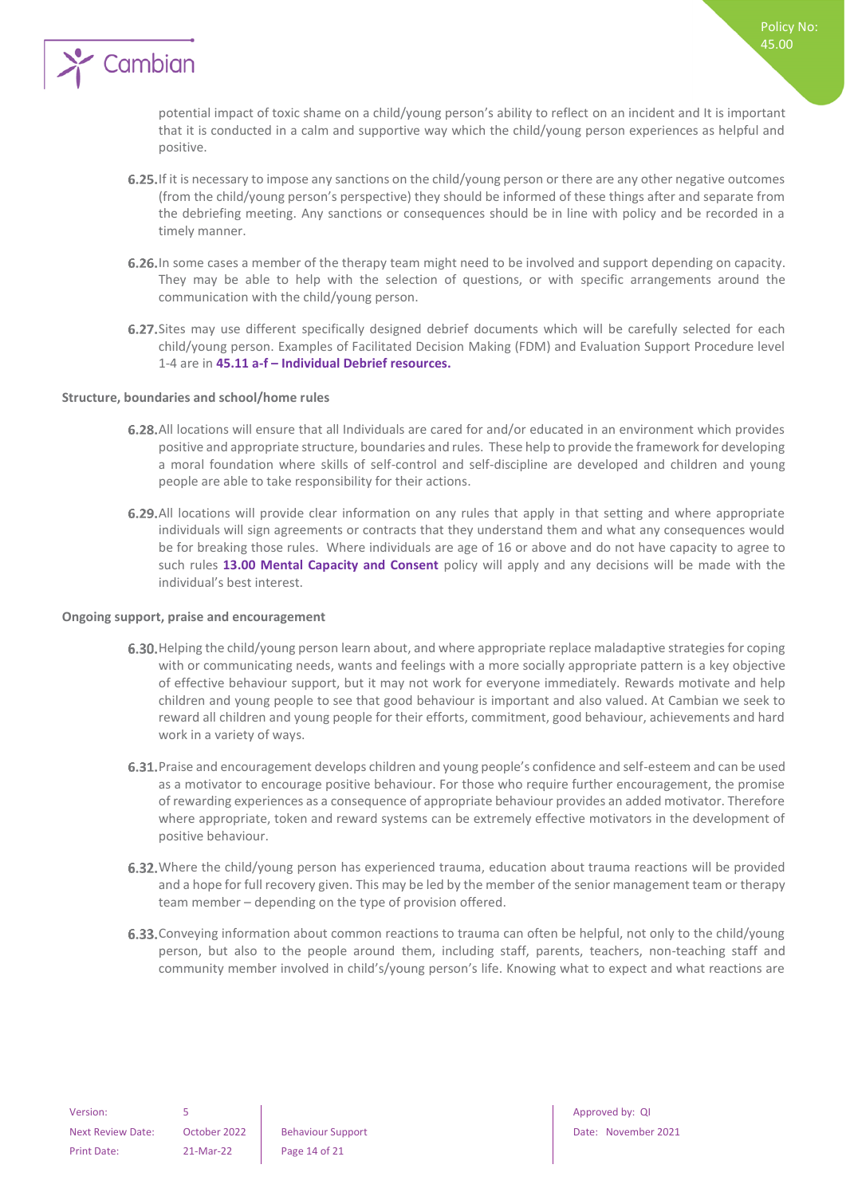potential impact of toxic shame on a child/young person's ability to reflect on an incident and It is important that it is conducted in a calm and supportive way which the child/young person experiences as helpful and positive.

**6.25.** If it is necessary to impose any sanctions on the child/young person or there are any other negative outcomes (from the child/young person's perspective) they should be informed of these things after and separate from the debriefing meeting. Any sanctions or consequences should be in line with policy and be recorded in a timely manner.

**6.26.** In some cases a member of the therapy team might need to be involved and support depending on capacity. They may be able to help with the selection of questions, or with specific arrangements around the communication with the child/young person.

**6.27.** Sites may use different specifically designed debrief documents which will be carefully selected for each child/young person. Examples of Facilitated Decision Making (FDM) and Evaluation Support Procedure level 1-4 are in **45.11 a-f – Individual Debrief resources.**

**Structure, boundaries and school/home rules**

**6.28.** All locations will ensure that all Individuals are cared for and/or educated in an environment which provides positive and appropriate structure, boundaries and rules. These help to provide the framework for developing a moral foundation where skills of self-control and self-discipline are developed and children and young people are able to take responsibility for their actions.

**6.29.** All locations will provide clear information on any rules that apply in that setting and where appropriate individuals will sign agreements or contracts that they understand them and what any consequences would be for breaking those rules. Where individuals are age of 16 or above and do not have capacity to agree to such rules **13.00 Mental Capacity and Consent** policy will apply and any decisions will be made with the individual's best interest.

**Ongoing support, praise and encouragement**

**6.30.** Helping the child/young person learn about, and where appropriate replace maladaptive strategies for coping with or communicating needs, wants and feelings with a more socially appropriate pattern is a key objective of effective behaviour support, but it may not work for everyone immediately. Rewards motivate and help children and young people to see that good behaviour is important and also valued. At Cambian we seek to reward all children and young people for their efforts, commitment, good behaviour, achievements and hard work in a variety of ways.

**6.31.** Praise and encouragement develops children and young people's confidence and self-esteem and can be used as a motivator to encourage positive behaviour. For those who require further encouragement, the promise of rewarding experiences as a consequence of appropriate behaviour provides an added motivator. Therefore where appropriate, token and reward systems can be extremely effective motivators in the development of positive behaviour.

**6.32.** Where the child/young person has experienced trauma, education about trauma reactions will be provided and a hope for full recovery given. This may be led by the member of the senior management team or therapy team member – depending on the type of provision offered.

**6.33.** Conveying information about common reactions to trauma can often be helpful, not only to the child/young person, but also to the people around them, including staff, parents, teachers, non-teaching staff and community member involved in child's/young person's life. Knowing what to expect and what reactions are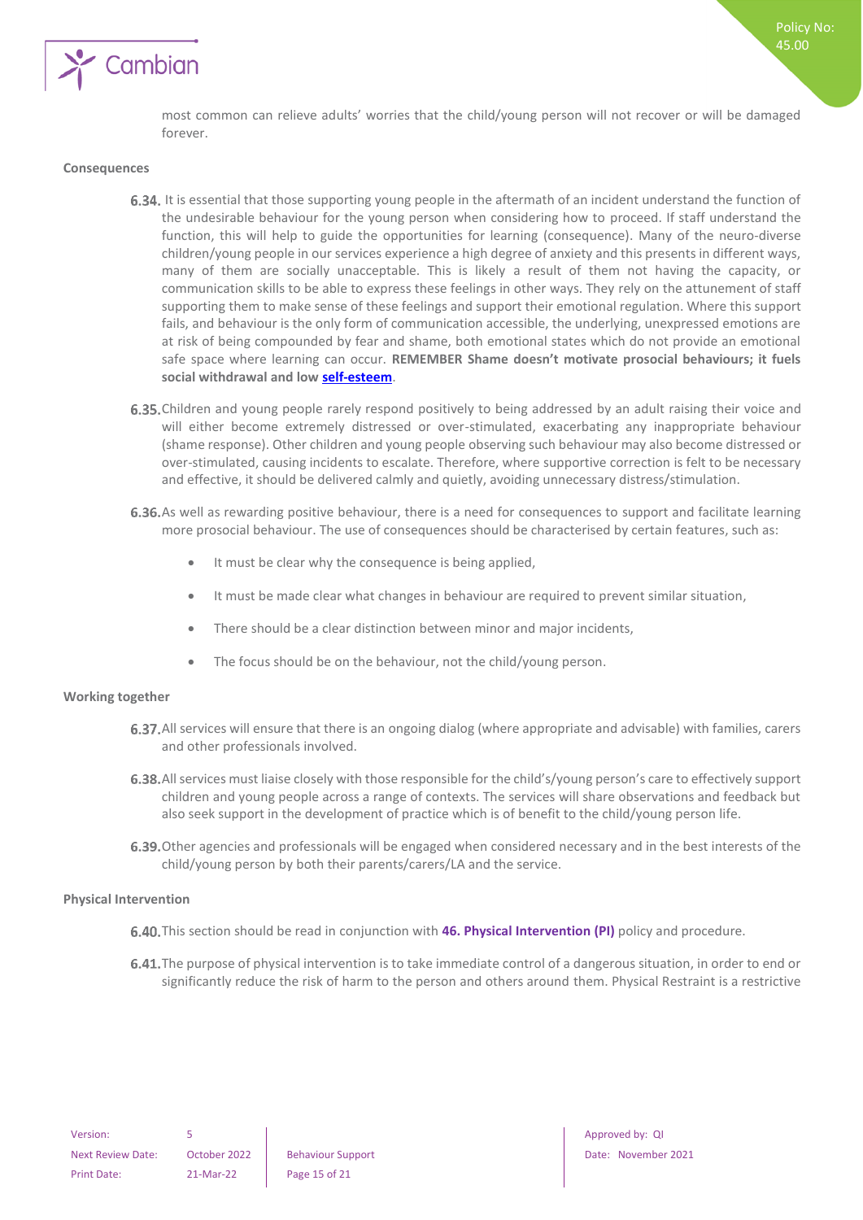most common can relieve adults' worries that the child/young person will not recover or will be damaged forever.

**Consequences**

**6.34.** It is essential that those supporting young people in the aftermath of an incident understand the function of the undesirable behaviour for the young person when considering how to proceed. If staff understand the function, this will help to guide the opportunities for learning (consequence). Many of the neuro-diverse children/young people in our services experience a high degree of anxiety and this presents in different ways, many of them are socially unacceptable. This is likely a result of them not having the capacity, or communication skills to be able to express these feelings in other ways. They rely on the attunement of staff supporting them to make sense of these feelings and support their emotional regulation. Where this support fails, and behaviour is the only form of communication accessible, the underlying, unexpressed emotions are at risk of being compounded by fear and shame, both emotional states which do not provide an emotional safe space where learning can occur. **REMEMBER Shame doesn't motivate prosocial behaviours; it fuels social withdrawal and low self-esteem**.

**6.35.** Children and young people rarely respond positively to being addressed by an adult raising their voice and will either become extremely distressed or over-stimulated, exacerbating any inappropriate behaviour (shame response). Other children and young people observing such behaviour may also become distressed or over-stimulated, causing incidents to escalate. Therefore, where supportive correction is felt to be necessary and effective, it should be delivered calmly and quietly, avoiding unnecessary distress/stimulation.

**6.36.** As well as rewarding positive behaviour, there is a need for consequences to support and facilitate learning more prosocial behaviour. The use of consequences should be characterised by certain features, such as:

- It must be clear why the consequence is being applied,
- It must be made clear what changes in behaviour are required to prevent similar situation,
- There should be a clear distinction between minor and major incidents,
- The focus should be on the behaviour, not the child/young person.

**Working together**

**6.37.** All services will ensure that there is an ongoing dialog (where appropriate and advisable) with families, carers and other professionals involved.

**6.38.** All services must liaise closely with those responsible for the child's/young person's care to effectively support children and young people across a range of contexts. The services will share observations and feedback but also seek support in the development of practice which is of benefit to the child/young person life.

**6.39.** Other agencies and professionals will be engaged when considered necessary and in the best interests of the child/young person by both their parents/carers/LA and the service.

**Physical Intervention**

**6.40.** This section should be read in conjunction with **46. Physical Intervention (PI)** policy and procedure.

**6.41.** The purpose of physical intervention is to take immediate control of a dangerous situation, in order to end or significantly reduce the risk of harm to the person and others around them. Physical Restraint is a restrictive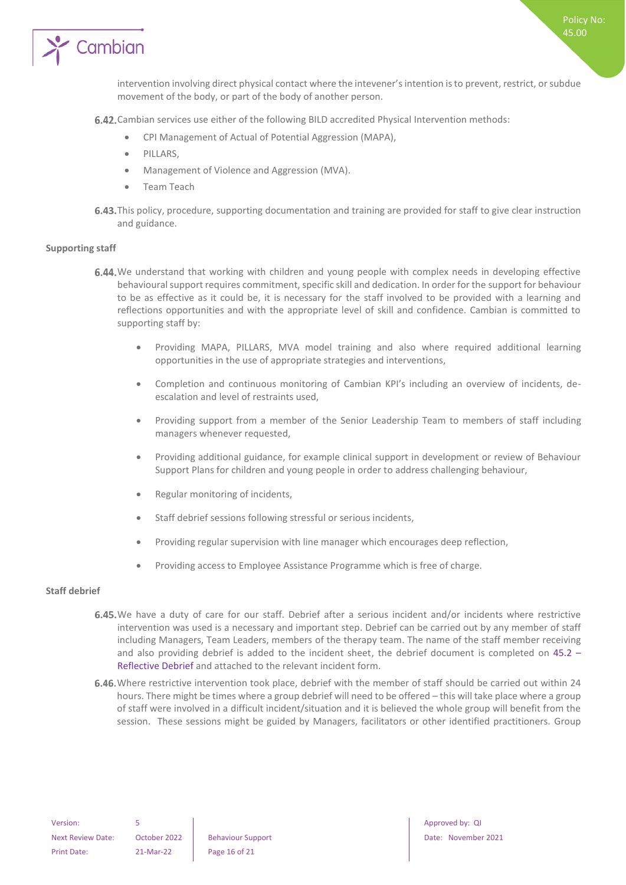intervention involving direct physical contact where the intevener's intention is to prevent, restrict, or subdue movement of the body, or part of the body of another person.

**6.42.** Cambian services use either of the following BILD accredited Physical Intervention methods:

- CPI Management of Actual of Potential Aggression (MAPA),
- PILLARS,
- Management of Violence and Aggression (MVA).
- Team Teach

**6.43.** This policy, procedure, supporting documentation and training are provided for staff to give clear instruction and guidance.

**Supporting staff**

**6.44.** We understand that working with children and young people with complex needs in developing effective behavioural support requires commitment, specific skill and dedication. In order for the support for behaviour to be as effective as it could be, it is necessary for the staff involved to be provided with a learning and reflections opportunities and with the appropriate level of skill and confidence. Cambian is committed to supporting staff by:

- Providing MAPA, PILLARS, MVA model training and also where required additional learning opportunities in the use of appropriate strategies and interventions,
- Completion and continuous monitoring of Cambian KPI's including an overview of incidents, de-escalation and level of restraints used,
- Providing support from a member of the Senior Leadership Team to members of staff including managers whenever requested,
- Providing additional guidance, for example clinical support in development or review of Behaviour Support Plans for children and young people in order to address challenging behaviour,
- Regular monitoring of incidents,
- Staff debrief sessions following stressful or serious incidents,
- Providing regular supervision with line manager which encourages deep reflection,
- Providing access to Employee Assistance Programme which is free of charge.

**Staff debrief**

**6.45.** We have a duty of care for our staff. Debrief after a serious incident and/or incidents where restrictive intervention was used is a necessary and important step. Debrief can be carried out by any member of staff including Managers, Team Leaders, members of the therapy team. The name of the staff member receiving and also providing debrief is added to the incident sheet, the debrief document is completed on 45.2 – Reflective Debrief and attached to the relevant incident form.

**6.46.** Where restrictive intervention took place, debrief with the member of staff should be carried out within 24 hours. There might be times where a group debrief will need to be offered – this will take place where a group of staff were involved in a difficult incident/situation and it is believed the whole group will benefit from the session. These sessions might be guided by Managers, facilitators or other identified practitioners. Group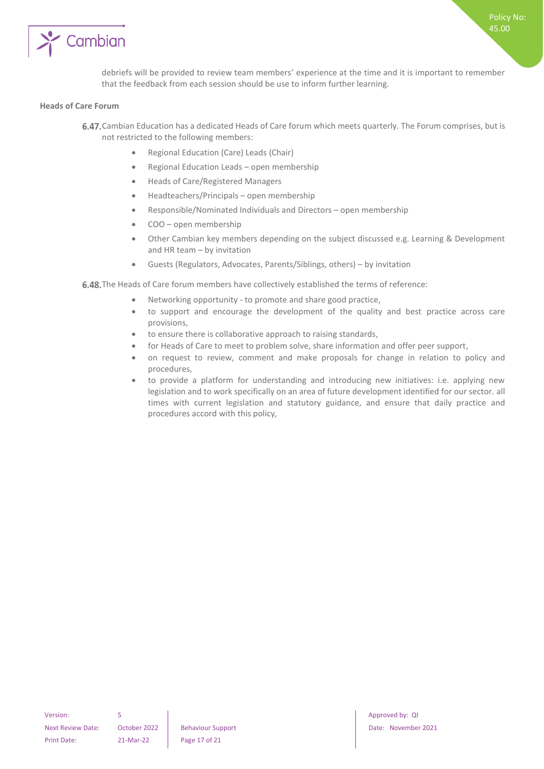debriefs will be provided to review team members' experience at the time and it is important to remember that the feedback from each session should be use to inform further learning.

**Heads of Care Forum**

6.47. Cambian Education has a dedicated Heads of Care forum which meets quarterly. The Forum comprises, but is not restricted to the following members:

- Regional Education (Care) Leads (Chair)
- Regional Education Leads – open membership
- Heads of Care/Registered Managers
- Headteachers/Principals – open membership
- Responsible/Nominated Individuals and Directors – open membership
- COO – open membership
- Other Cambian key members depending on the subject discussed e.g. Learning & Development and HR team – by invitation
- Guests (Regulators, Advocates, Parents/Siblings, others) – by invitation

6.48. The Heads of Care forum members have collectively established the terms of reference:

- Networking opportunity - to promote and share good practice,
- to support and encourage the development of the quality and best practice across care provisions,
- to ensure there is collaborative approach to raising standards,
- for Heads of Care to meet to problem solve, share information and offer peer support,
- on request to review, comment and make proposals for change in relation to policy and procedures,
- to provide a platform for understanding and introducing new initiatives: i.e. applying new legislation and to work specifically on an area of future development identified for our sector. all times with current legislation and statutory guidance, and ensure that daily practice and procedures accord with this policy,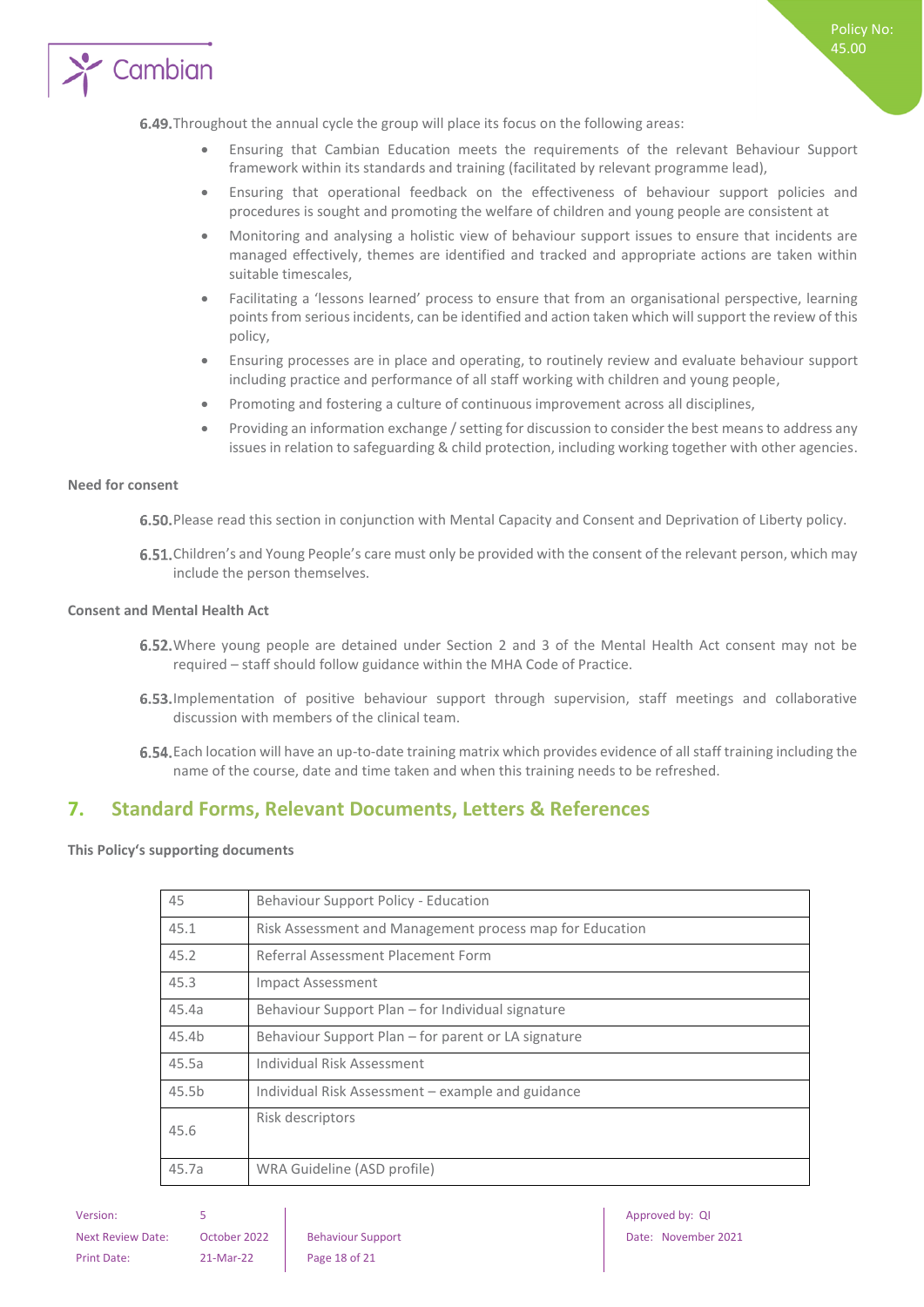6.49. Throughout the annual cycle the group will place its focus on the following areas:

- Ensuring that Cambian Education meets the requirements of the relevant Behaviour Support framework within its standards and training (facilitated by relevant programme lead),
- Ensuring that operational feedback on the effectiveness of behaviour support policies and procedures is sought and promoting the welfare of children and young people are consistent at
- Monitoring and analysing a holistic view of behaviour support issues to ensure that incidents are managed effectively, themes are identified and tracked and appropriate actions are taken within suitable timescales,
- Facilitating a 'lessons learned' process to ensure that from an organisational perspective, learning points from serious incidents, can be identified and action taken which will support the review of this policy,
- Ensuring processes are in place and operating, to routinely review and evaluate behaviour support including practice and performance of all staff working with children and young people,
- Promoting and fostering a culture of continuous improvement across all disciplines,
- Providing an information exchange / setting for discussion to consider the best means to address any issues in relation to safeguarding & child protection, including working together with other agencies.

**Need for consent**

6.50. Please read this section in conjunction with Mental Capacity and Consent and Deprivation of Liberty policy.

6.51. Children's and Young People's care must only be provided with the consent of the relevant person, which may include the person themselves.

**Consent and Mental Health Act**

6.52. Where young people are detained under Section 2 and 3 of the Mental Health Act consent may not be required – staff should follow guidance within the MHA Code of Practice.

6.53. Implementation of positive behaviour support through supervision, staff meetings and collaborative discussion with members of the clinical team.

6.54. Each location will have an up-to-date training matrix which provides evidence of all staff training including the name of the course, date and time taken and when this training needs to be refreshed.

## 7. Standard Forms, Relevant Documents, Letters & References

**This Policy's supporting documents**

| 45 | Behaviour Support Policy - Education |
|---|---|
| 45.1 | Risk Assessment and Management process map for Education |
| 45.2 | Referral Assessment Placement Form |
| 45.3 | Impact Assessment |
| 45.4a | Behaviour Support Plan – for Individual signature |
| 45.4b | Behaviour Support Plan – for parent or LA signature |
| 45.5a | Individual Risk Assessment |
| 45.5b | Individual Risk Assessment – example and guidance |
| 45.6 | Risk descriptors |
| 45.7a | WRA Guideline (ASD profile) |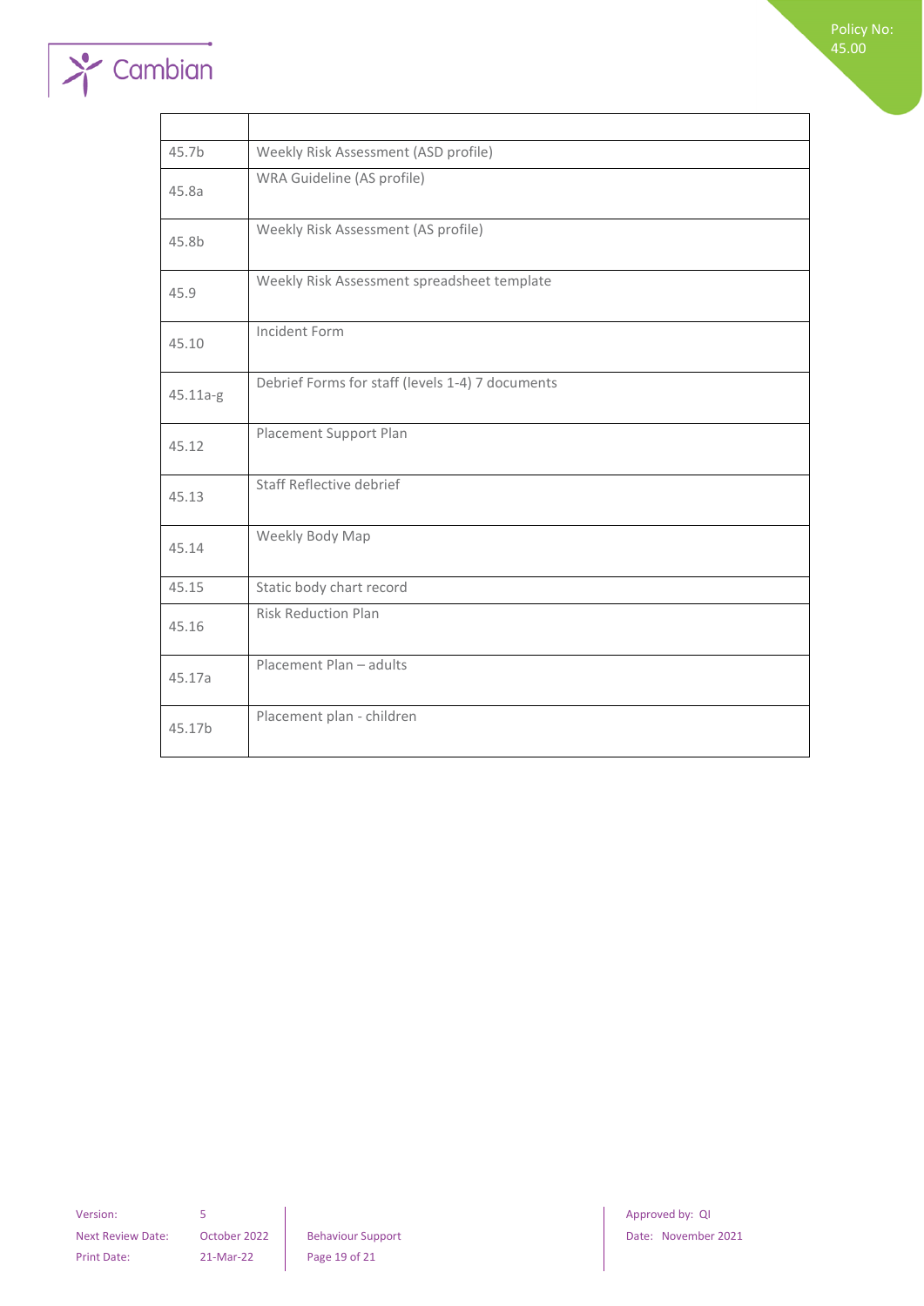| | |
|---|---|
| 45.7b | Weekly Risk Assessment (ASD profile) |
| 45.8a | WRA Guideline (AS profile) |
| 45.8b | Weekly Risk Assessment (AS profile) |
| 45.9 | Weekly Risk Assessment spreadsheet template |
| 45.10 | Incident Form |
| 45.11a-g | Debrief Forms for staff (levels 1-4) 7 documents |
| 45.12 | Placement Support Plan |
| 45.13 | Staff Reflective debrief |
| 45.14 | Weekly Body Map |
| 45.15 | Static body chart record |
| 45.16 | Risk Reduction Plan |
| 45.17a | Placement Plan – adults |
| 45.17b | Placement plan - children |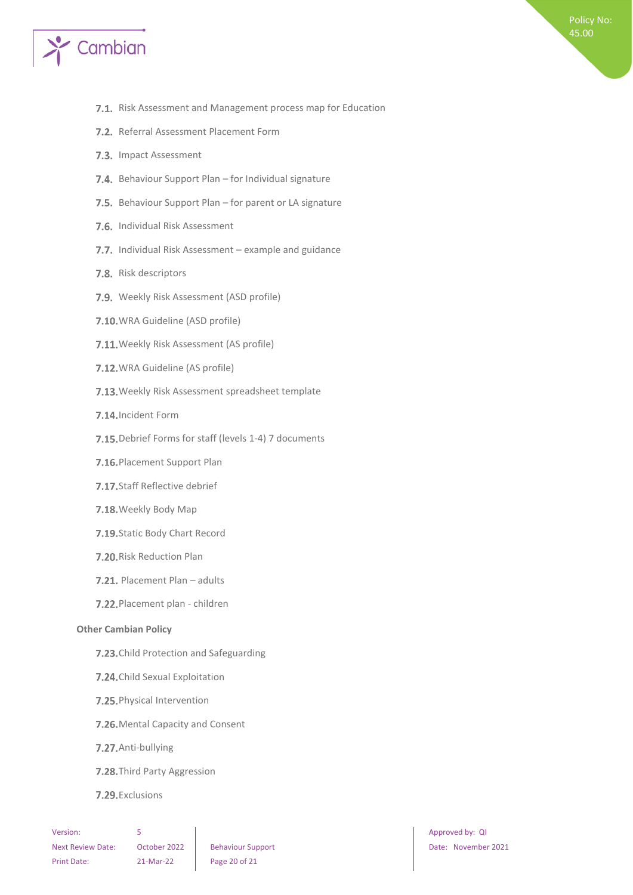7.1. Risk Assessment and Management process map for Education

7.2. Referral Assessment Placement Form

7.3. Impact Assessment

7.4. Behaviour Support Plan – for Individual signature

7.5. Behaviour Support Plan – for parent or LA signature

7.6. Individual Risk Assessment

7.7. Individual Risk Assessment – example and guidance

7.8. Risk descriptors

7.9. Weekly Risk Assessment (ASD profile)

7.10. WRA Guideline (ASD profile)

7.11. Weekly Risk Assessment (AS profile)

7.12. WRA Guideline (AS profile)

7.13. Weekly Risk Assessment spreadsheet template

7.14. Incident Form

7.15. Debrief Forms for staff (levels 1-4) 7 documents

7.16. Placement Support Plan

7.17. Staff Reflective debrief

7.18. Weekly Body Map

7.19. Static Body Chart Record

7.20. Risk Reduction Plan

7.21. Placement Plan – adults

7.22. Placement plan - children

**Other Cambian Policy**

7.23. Child Protection and Safeguarding

7.24. Child Sexual Exploitation

7.25. Physical Intervention

7.26. Mental Capacity and Consent

7.27. Anti-bullying

7.28. Third Party Aggression

7.29. Exclusions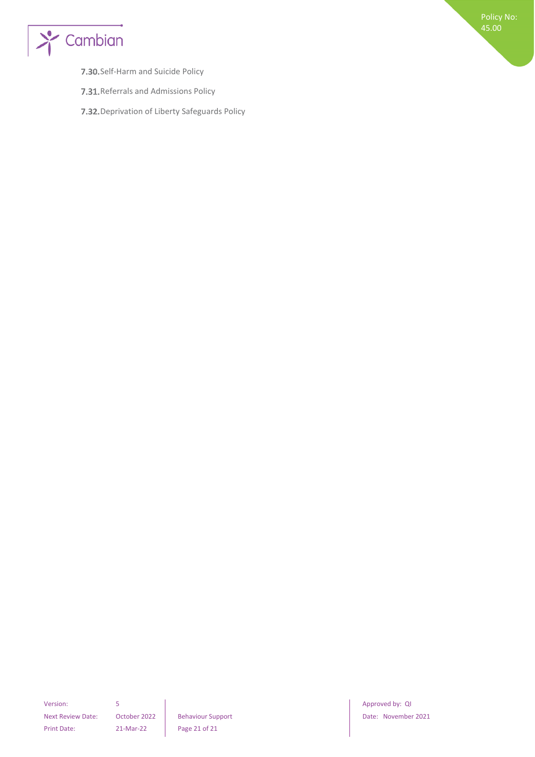7.30. Self-Harm and Suicide Policy

7.31. Referrals and Admissions Policy

7.32. Deprivation of Liberty Safeguards Policy